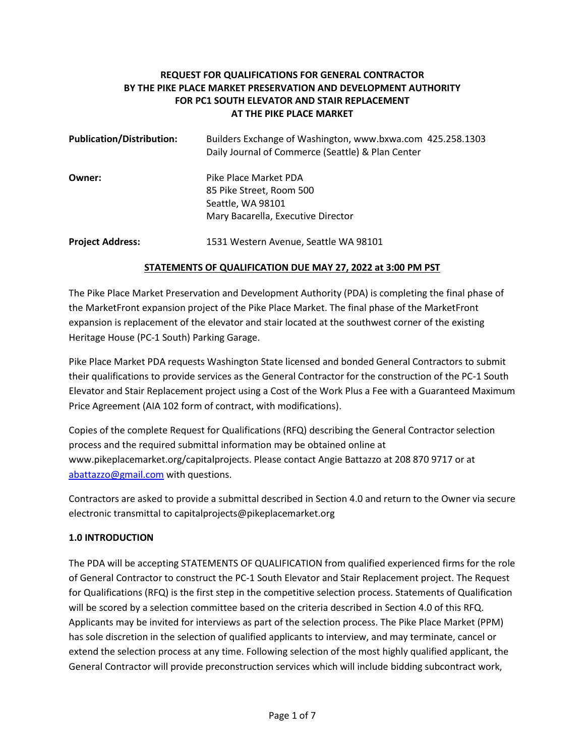# REQUEST FOR QUALIFICATIONS FOR GENERAL CONTRACTOR BY THE PIKE PLACE MARKET PRESERVATION AND DEVELOPMENT AUTHORITY FOR PC1 SOUTH ELEVATOR AND STAIR REPLACEMENT AT THE PIKE PLACE MARKET

| | |
|---|---|
| **Publication/Distribution:** | Builders Exchange of Washington, www.bxwa.com 425.258.1303<br>Daily Journal of Commerce (Seattle) & Plan Center |
| **Owner:** | Pike Place Market PDA<br>85 Pike Street, Room 500<br>Seattle, WA 98101<br>Mary Bacarella, Executive Director |
| **Project Address:** | 1531 Western Avenue, Seattle WA 98101 |

**STATEMENTS OF QUALIFICATION DUE MAY 27, 2022 at 3:00 PM PST**

The Pike Place Market Preservation and Development Authority (PDA) is completing the final phase of the MarketFront expansion project of the Pike Place Market. The final phase of the MarketFront expansion is replacement of the elevator and stair located at the southwest corner of the existing Heritage House (PC-1 South) Parking Garage.

Pike Place Market PDA requests Washington State licensed and bonded General Contractors to submit their qualifications to provide services as the General Contractor for the construction of the PC-1 South Elevator and Stair Replacement project using a Cost of the Work Plus a Fee with a Guaranteed Maximum Price Agreement (AIA 102 form of contract, with modifications).

Copies of the complete Request for Qualifications (RFQ) describing the General Contractor selection process and the required submittal information may be obtained online at www.pikeplacemarket.org/capitalprojects. Please contact Angie Battazzo at 208 870 9717 or at abattazzo@gmail.com with questions.

Contractors are asked to provide a submittal described in Section 4.0 and return to the Owner via secure electronic transmittal to capitalprojects@pikeplacemarket.org

## 1.0 INTRODUCTION

The PDA will be accepting STATEMENTS OF QUALIFICATION from qualified experienced firms for the role of General Contractor to construct the PC-1 South Elevator and Stair Replacement project. The Request for Qualifications (RFQ) is the first step in the competitive selection process. Statements of Qualification will be scored by a selection committee based on the criteria described in Section 4.0 of this RFQ. Applicants may be invited for interviews as part of the selection process. The Pike Place Market (PPM) has sole discretion in the selection of qualified applicants to interview, and may terminate, cancel or extend the selection process at any time. Following selection of the most highly qualified applicant, the General Contractor will provide preconstruction services which will include bidding subcontract work,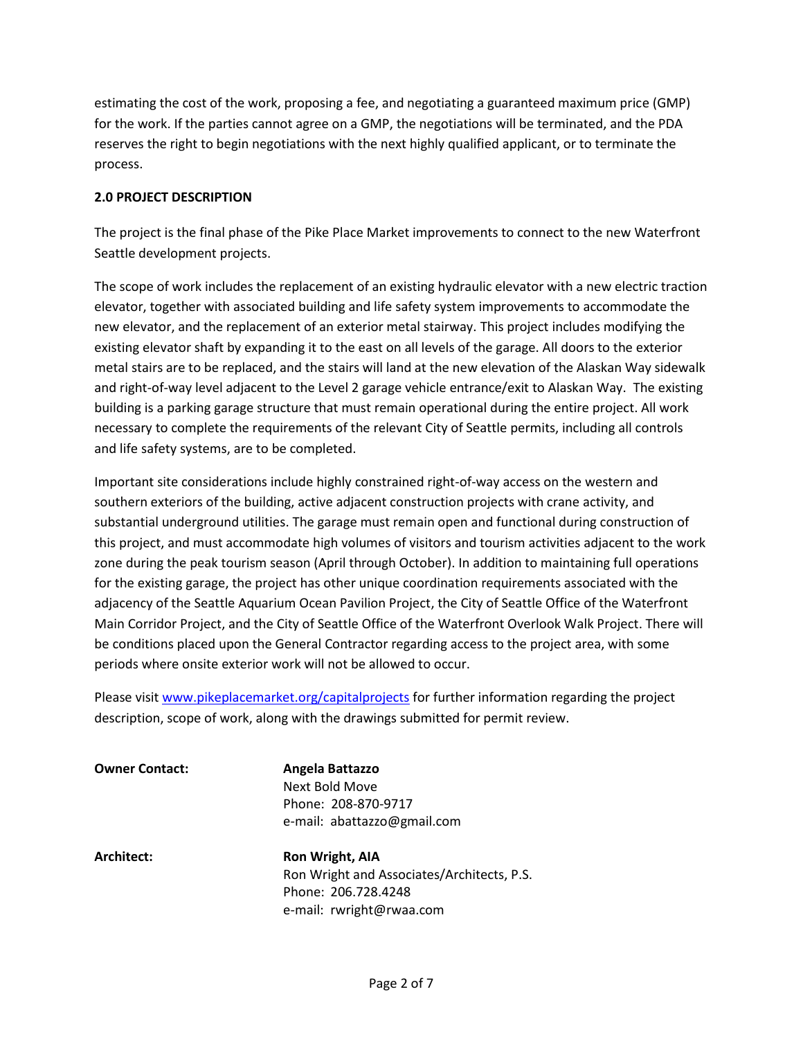estimating the cost of the work, proposing a fee, and negotiating a guaranteed maximum price (GMP) for the work. If the parties cannot agree on a GMP, the negotiations will be terminated, and the PDA reserves the right to begin negotiations with the next highly qualified applicant, or to terminate the process.

**2.0 PROJECT DESCRIPTION**

The project is the final phase of the Pike Place Market improvements to connect to the new Waterfront Seattle development projects.

The scope of work includes the replacement of an existing hydraulic elevator with a new electric traction elevator, together with associated building and life safety system improvements to accommodate the new elevator, and the replacement of an exterior metal stairway. This project includes modifying the existing elevator shaft by expanding it to the east on all levels of the garage. All doors to the exterior metal stairs are to be replaced, and the stairs will land at the new elevation of the Alaskan Way sidewalk and right-of-way level adjacent to the Level 2 garage vehicle entrance/exit to Alaskan Way. The existing building is a parking garage structure that must remain operational during the entire project. All work necessary to complete the requirements of the relevant City of Seattle permits, including all controls and life safety systems, are to be completed.

Important site considerations include highly constrained right-of-way access on the western and southern exteriors of the building, active adjacent construction projects with crane activity, and substantial underground utilities. The garage must remain open and functional during construction of this project, and must accommodate high volumes of visitors and tourism activities adjacent to the work zone during the peak tourism season (April through October). In addition to maintaining full operations for the existing garage, the project has other unique coordination requirements associated with the adjacency of the Seattle Aquarium Ocean Pavilion Project, the City of Seattle Office of the Waterfront Main Corridor Project, and the City of Seattle Office of the Waterfront Overlook Walk Project. There will be conditions placed upon the General Contractor regarding access to the project area, with some periods where onsite exterior work will not be allowed to occur.

Please visit [www.pikeplacemarket.org/capitalprojects](http://www.pikeplacemarket.org/capitalprojects) for further information regarding the project description, scope of work, along with the drawings submitted for permit review.

| | |
|---|---|
| **Owner Contact:** | **Angela Battazzo**<br>Next Bold Move<br>Phone: 208-870-9717<br>e-mail: abattazzo@gmail.com |
| **Architect:** | **Ron Wright, AIA**<br>Ron Wright and Associates/Architects, P.S.<br>Phone: 206.728.4248<br>e-mail: rwright@rwaa.com |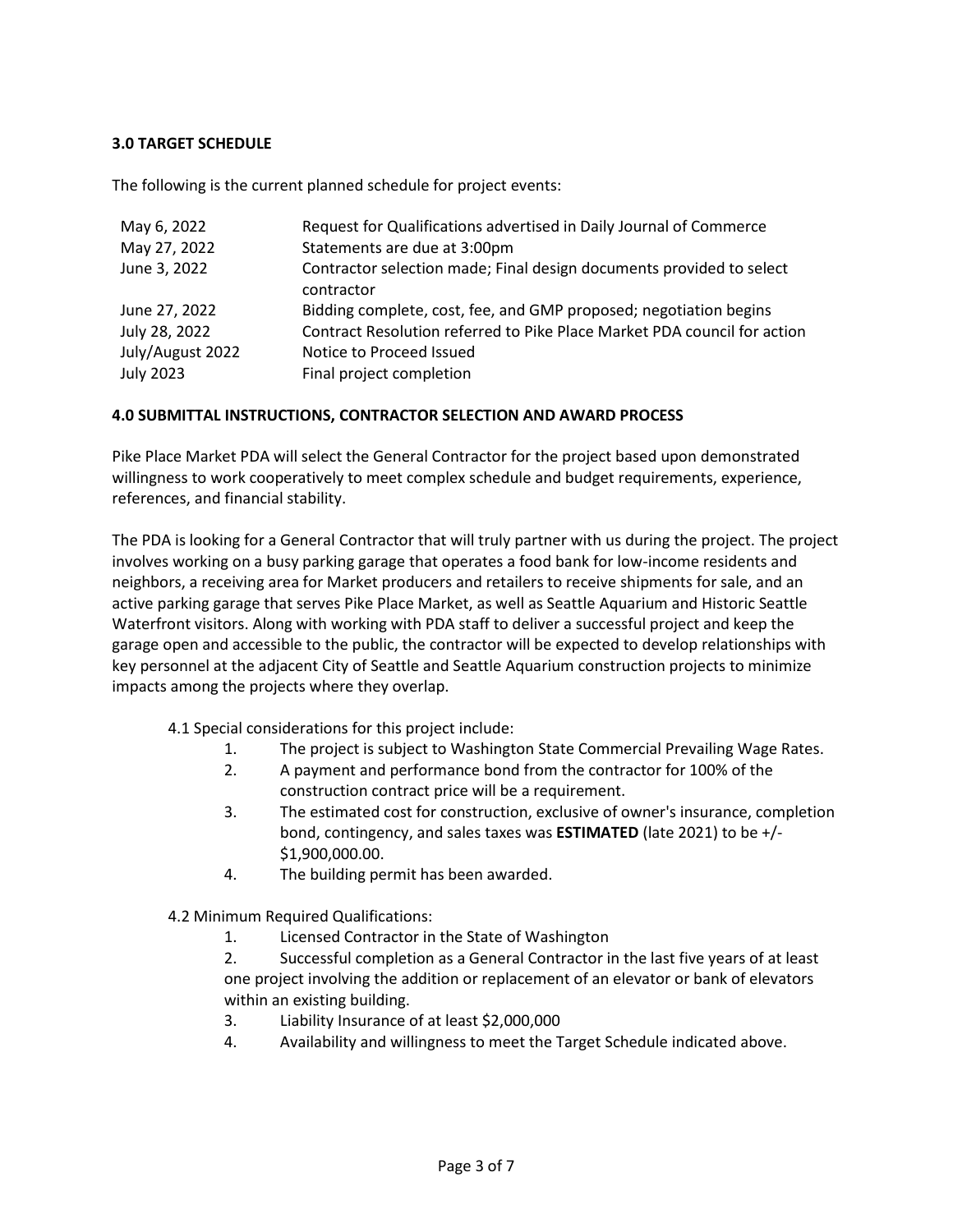### 3.0 TARGET SCHEDULE

The following is the current planned schedule for project events:

| | |
|---|---|
| May 6, 2022 | Request for Qualifications advertised in Daily Journal of Commerce |
| May 27, 2022 | Statements are due at 3:00pm |
| June 3, 2022 | Contractor selection made; Final design documents provided to select contractor |
| June 27, 2022 | Bidding complete, cost, fee, and GMP proposed; negotiation begins |
| July 28, 2022 | Contract Resolution referred to Pike Place Market PDA council for action |
| July/August 2022 | Notice to Proceed Issued |
| July 2023 | Final project completion |

### 4.0 SUBMITTAL INSTRUCTIONS, CONTRACTOR SELECTION AND AWARD PROCESS

Pike Place Market PDA will select the General Contractor for the project based upon demonstrated willingness to work cooperatively to meet complex schedule and budget requirements, experience, references, and financial stability.

The PDA is looking for a General Contractor that will truly partner with us during the project. The project involves working on a busy parking garage that operates a food bank for low-income residents and neighbors, a receiving area for Market producers and retailers to receive shipments for sale, and an active parking garage that serves Pike Place Market, as well as Seattle Aquarium and Historic Seattle Waterfront visitors. Along with working with PDA staff to deliver a successful project and keep the garage open and accessible to the public, the contractor will be expected to develop relationships with key personnel at the adjacent City of Seattle and Seattle Aquarium construction projects to minimize impacts among the projects where they overlap.

4.1 Special considerations for this project include:

1. The project is subject to Washington State Commercial Prevailing Wage Rates.
2. A payment and performance bond from the contractor for 100% of the construction contract price will be a requirement.
3. The estimated cost for construction, exclusive of owner's insurance, completion bond, contingency, and sales taxes was **ESTIMATED** (late 2021) to be +/- $1,900,000.00.
4. The building permit has been awarded.

4.2 Minimum Required Qualifications:

1. Licensed Contractor in the State of Washington
2. Successful completion as a General Contractor in the last five years of at least one project involving the addition or replacement of an elevator or bank of elevators within an existing building.
3. Liability Insurance of at least $2,000,000
4. Availability and willingness to meet the Target Schedule indicated above.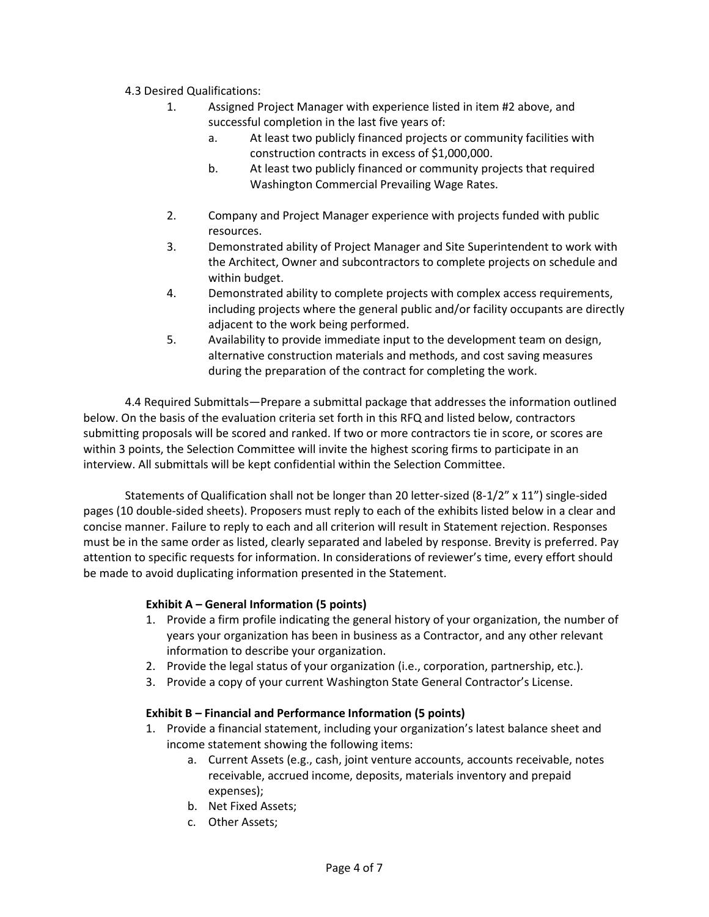4.3 Desired Qualifications:

1. Assigned Project Manager with experience listed in item #2 above, and successful completion in the last five years of:
   a. At least two publicly financed projects or community facilities with construction contracts in excess of $1,000,000.
   b. At least two publicly financed or community projects that required Washington Commercial Prevailing Wage Rates.
2. Company and Project Manager experience with projects funded with public resources.
3. Demonstrated ability of Project Manager and Site Superintendent to work with the Architect, Owner and subcontractors to complete projects on schedule and within budget.
4. Demonstrated ability to complete projects with complex access requirements, including projects where the general public and/or facility occupants are directly adjacent to the work being performed.
5. Availability to provide immediate input to the development team on design, alternative construction materials and methods, and cost saving measures during the preparation of the contract for completing the work.

4.4 Required Submittals—Prepare a submittal package that addresses the information outlined below. On the basis of the evaluation criteria set forth in this RFQ and listed below, contractors submitting proposals will be scored and ranked. If two or more contractors tie in score, or scores are within 3 points, the Selection Committee will invite the highest scoring firms to participate in an interview. All submittals will be kept confidential within the Selection Committee.

Statements of Qualification shall not be longer than 20 letter-sized (8-1/2" x 11") single-sided pages (10 double-sided sheets). Proposers must reply to each of the exhibits listed below in a clear and concise manner. Failure to reply to each and all criterion will result in Statement rejection. Responses must be in the same order as listed, clearly separated and labeled by response. Brevity is preferred. Pay attention to specific requests for information. In considerations of reviewer's time, every effort should be made to avoid duplicating information presented in the Statement.

**Exhibit A – General Information (5 points)**

1. Provide a firm profile indicating the general history of your organization, the number of years your organization has been in business as a Contractor, and any other relevant information to describe your organization.
2. Provide the legal status of your organization (i.e., corporation, partnership, etc.).
3. Provide a copy of your current Washington State General Contractor's License.

**Exhibit B – Financial and Performance Information (5 points)**

1. Provide a financial statement, including your organization's latest balance sheet and income statement showing the following items:
   a. Current Assets (e.g., cash, joint venture accounts, accounts receivable, notes receivable, accrued income, deposits, materials inventory and prepaid expenses);
   b. Net Fixed Assets;
   c. Other Assets;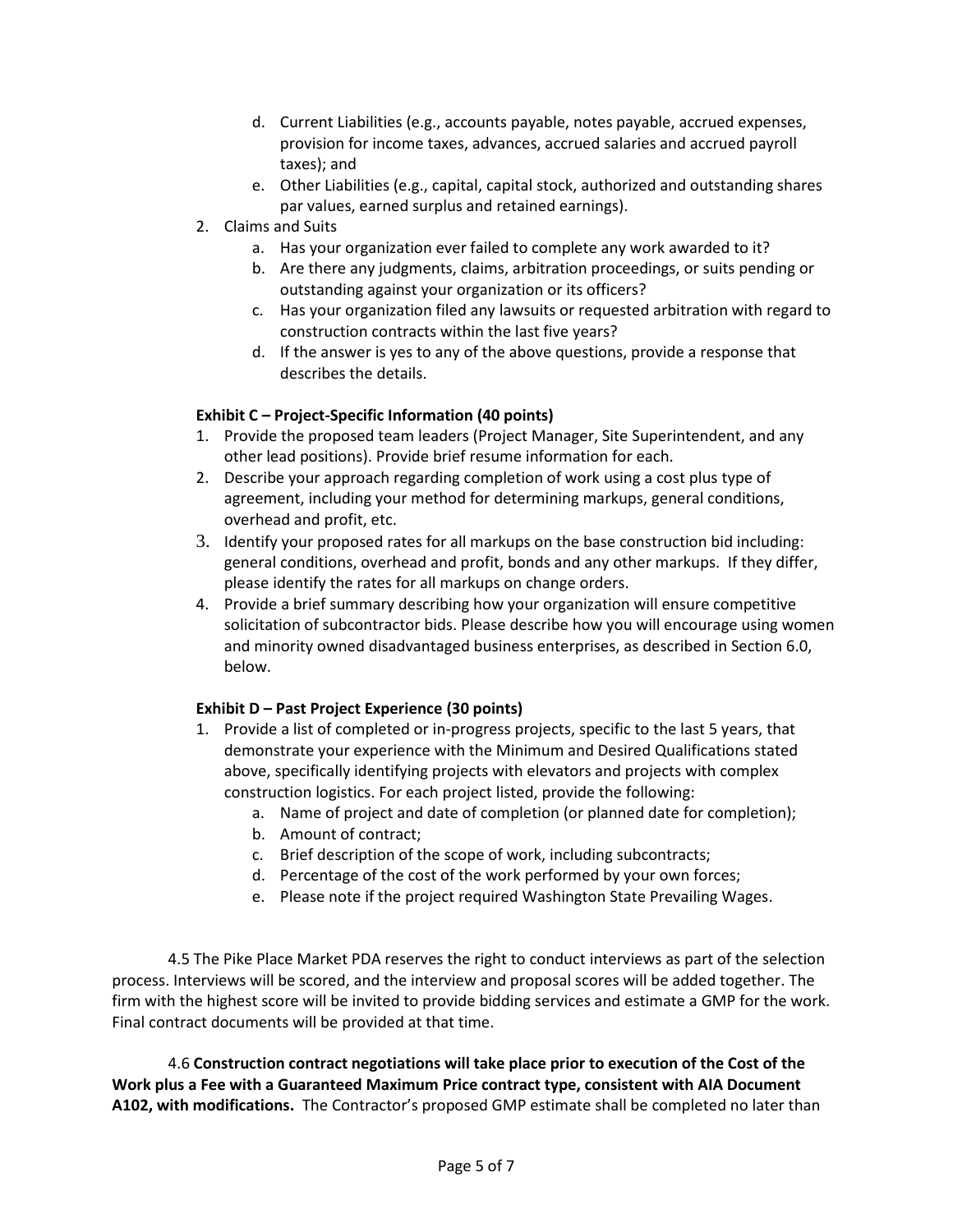d. Current Liabilities (e.g., accounts payable, notes payable, accrued expenses, provision for income taxes, advances, accrued salaries and accrued payroll taxes); and
e. Other Liabilities (e.g., capital, capital stock, authorized and outstanding shares par values, earned surplus and retained earnings).

2. Claims and Suits
   a. Has your organization ever failed to complete any work awarded to it?
   b. Are there any judgments, claims, arbitration proceedings, or suits pending or outstanding against your organization or its officers?
   c. Has your organization filed any lawsuits or requested arbitration with regard to construction contracts within the last five years?
   d. If the answer is yes to any of the above questions, provide a response that describes the details.

**Exhibit C – Project-Specific Information (40 points)**

1. Provide the proposed team leaders (Project Manager, Site Superintendent, and any other lead positions). Provide brief resume information for each.
2. Describe your approach regarding completion of work using a cost plus type of agreement, including your method for determining markups, general conditions, overhead and profit, etc.
3. Identify your proposed rates for all markups on the base construction bid including: general conditions, overhead and profit, bonds and any other markups. If they differ, please identify the rates for all markups on change orders.
4. Provide a brief summary describing how your organization will ensure competitive solicitation of subcontractor bids. Please describe how you will encourage using women and minority owned disadvantaged business enterprises, as described in Section 6.0, below.

**Exhibit D – Past Project Experience (30 points)**

1. Provide a list of completed or in-progress projects, specific to the last 5 years, that demonstrate your experience with the Minimum and Desired Qualifications stated above, specifically identifying projects with elevators and projects with complex construction logistics. For each project listed, provide the following:
   a. Name of project and date of completion (or planned date for completion);
   b. Amount of contract;
   c. Brief description of the scope of work, including subcontracts;
   d. Percentage of the cost of the work performed by your own forces;
   e. Please note if the project required Washington State Prevailing Wages.

4.5 The Pike Place Market PDA reserves the right to conduct interviews as part of the selection process. Interviews will be scored, and the interview and proposal scores will be added together. The firm with the highest score will be invited to provide bidding services and estimate a GMP for the work. Final contract documents will be provided at that time.

4.6 **Construction contract negotiations will take place prior to execution of the Cost of the Work plus a Fee with a Guaranteed Maximum Price contract type, consistent with AIA Document A102, with modifications.** The Contractor's proposed GMP estimate shall be completed no later than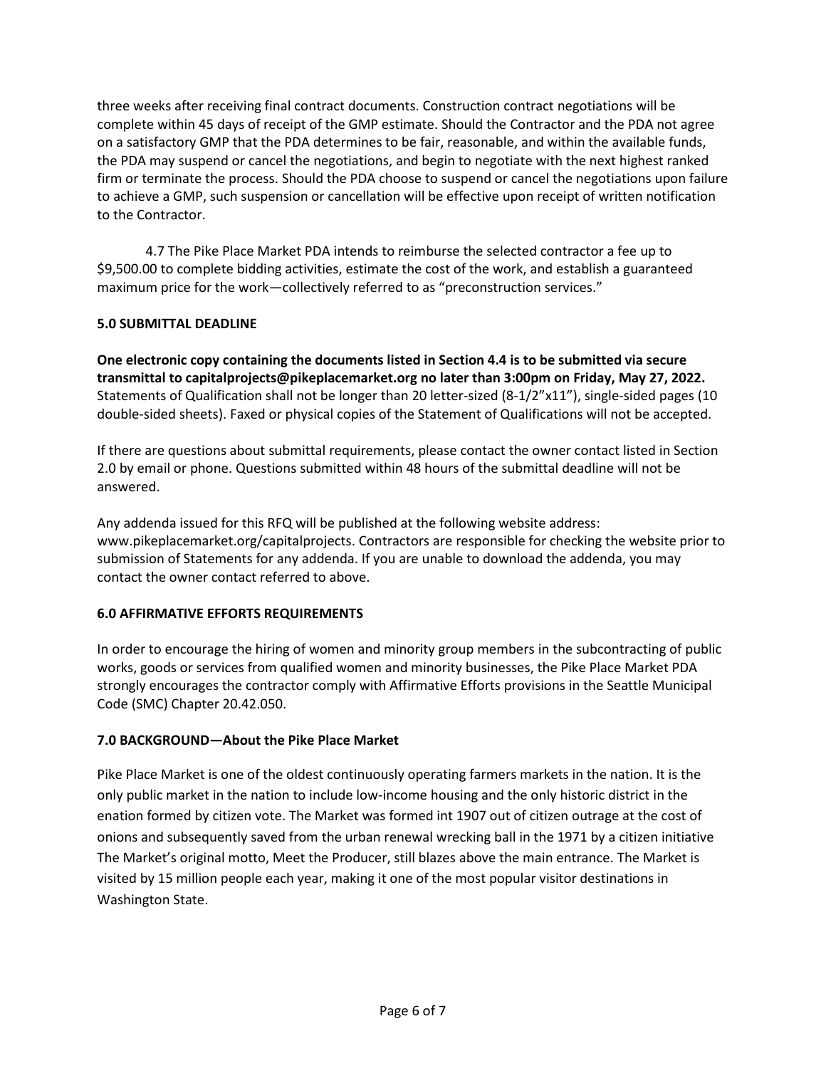three weeks after receiving final contract documents. Construction contract negotiations will be complete within 45 days of receipt of the GMP estimate. Should the Contractor and the PDA not agree on a satisfactory GMP that the PDA determines to be fair, reasonable, and within the available funds, the PDA may suspend or cancel the negotiations, and begin to negotiate with the next highest ranked firm or terminate the process. Should the PDA choose to suspend or cancel the negotiations upon failure to achieve a GMP, such suspension or cancellation will be effective upon receipt of written notification to the Contractor.

4.7 The Pike Place Market PDA intends to reimburse the selected contractor a fee up to $9,500.00 to complete bidding activities, estimate the cost of the work, and establish a guaranteed maximum price for the work—collectively referred to as "preconstruction services."

**5.0 SUBMITTAL DEADLINE**

**One electronic copy containing the documents listed in Section 4.4 is to be submitted via secure transmittal to capitalprojects@pikeplacemarket.org no later than 3:00pm on Friday, May 27, 2022.** Statements of Qualification shall not be longer than 20 letter-sized (8-1/2"x11"), single-sided pages (10 double-sided sheets). Faxed or physical copies of the Statement of Qualifications will not be accepted.

If there are questions about submittal requirements, please contact the owner contact listed in Section 2.0 by email or phone. Questions submitted within 48 hours of the submittal deadline will not be answered.

Any addenda issued for this RFQ will be published at the following website address: www.pikeplacemarket.org/capitalprojects. Contractors are responsible for checking the website prior to submission of Statements for any addenda. If you are unable to download the addenda, you may contact the owner contact referred to above.

**6.0 AFFIRMATIVE EFFORTS REQUIREMENTS**

In order to encourage the hiring of women and minority group members in the subcontracting of public works, goods or services from qualified women and minority businesses, the Pike Place Market PDA strongly encourages the contractor comply with Affirmative Efforts provisions in the Seattle Municipal Code (SMC) Chapter 20.42.050.

**7.0 BACKGROUND—About the Pike Place Market**

Pike Place Market is one of the oldest continuously operating farmers markets in the nation. It is the only public market in the nation to include low-income housing and the only historic district in the enation formed by citizen vote. The Market was formed int 1907 out of citizen outrage at the cost of onions and subsequently saved from the urban renewal wrecking ball in the 1971 by a citizen initiative The Market's original motto, Meet the Producer, still blazes above the main entrance. The Market is visited by 15 million people each year, making it one of the most popular visitor destinations in Washington State.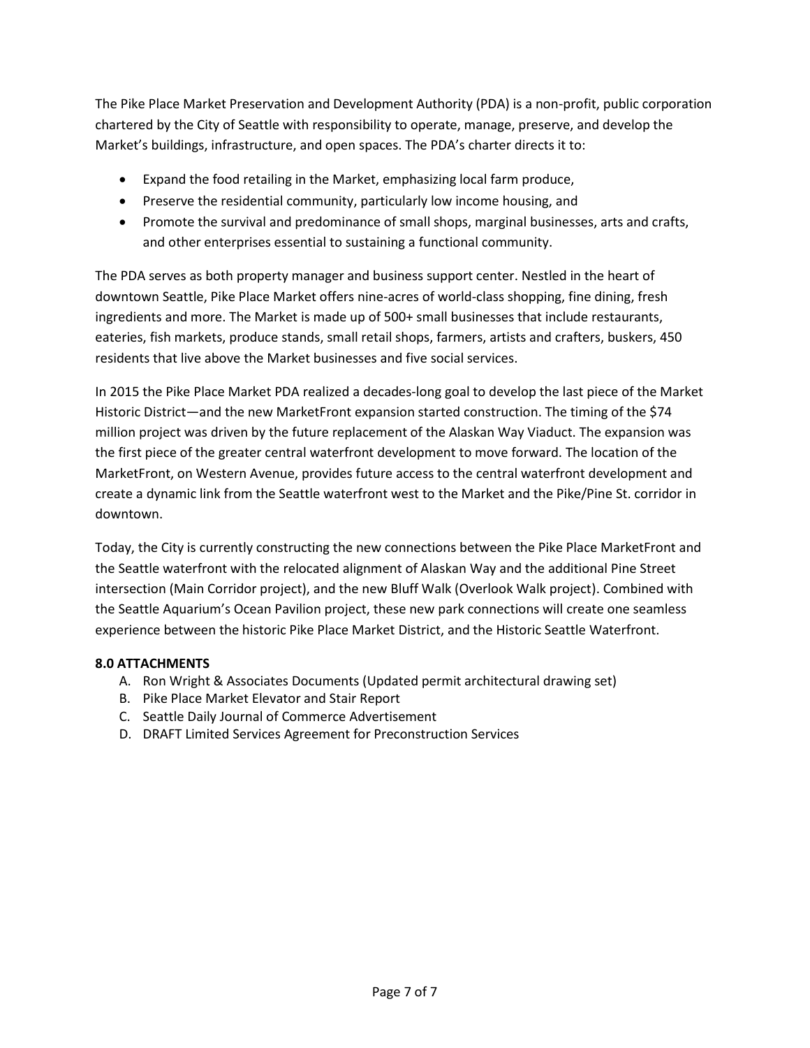The Pike Place Market Preservation and Development Authority (PDA) is a non-profit, public corporation chartered by the City of Seattle with responsibility to operate, manage, preserve, and develop the Market's buildings, infrastructure, and open spaces. The PDA's charter directs it to:

- Expand the food retailing in the Market, emphasizing local farm produce,
- Preserve the residential community, particularly low income housing, and
- Promote the survival and predominance of small shops, marginal businesses, arts and crafts, and other enterprises essential to sustaining a functional community.

The PDA serves as both property manager and business support center. Nestled in the heart of downtown Seattle, Pike Place Market offers nine-acres of world-class shopping, fine dining, fresh ingredients and more. The Market is made up of 500+ small businesses that include restaurants, eateries, fish markets, produce stands, small retail shops, farmers, artists and crafters, buskers, 450 residents that live above the Market businesses and five social services.

In 2015 the Pike Place Market PDA realized a decades-long goal to develop the last piece of the Market Historic District—and the new MarketFront expansion started construction. The timing of the $74 million project was driven by the future replacement of the Alaskan Way Viaduct. The expansion was the first piece of the greater central waterfront development to move forward. The location of the MarketFront, on Western Avenue, provides future access to the central waterfront development and create a dynamic link from the Seattle waterfront west to the Market and the Pike/Pine St. corridor in downtown.

Today, the City is currently constructing the new connections between the Pike Place MarketFront and the Seattle waterfront with the relocated alignment of Alaskan Way and the additional Pine Street intersection (Main Corridor project), and the new Bluff Walk (Overlook Walk project). Combined with the Seattle Aquarium's Ocean Pavilion project, these new park connections will create one seamless experience between the historic Pike Place Market District, and the Historic Seattle Waterfront.

**8.0 ATTACHMENTS**

A. Ron Wright & Associates Documents (Updated permit architectural drawing set)
B. Pike Place Market Elevator and Stair Report
C. Seattle Daily Journal of Commerce Advertisement
D. DRAFT Limited Services Agreement for Preconstruction Services